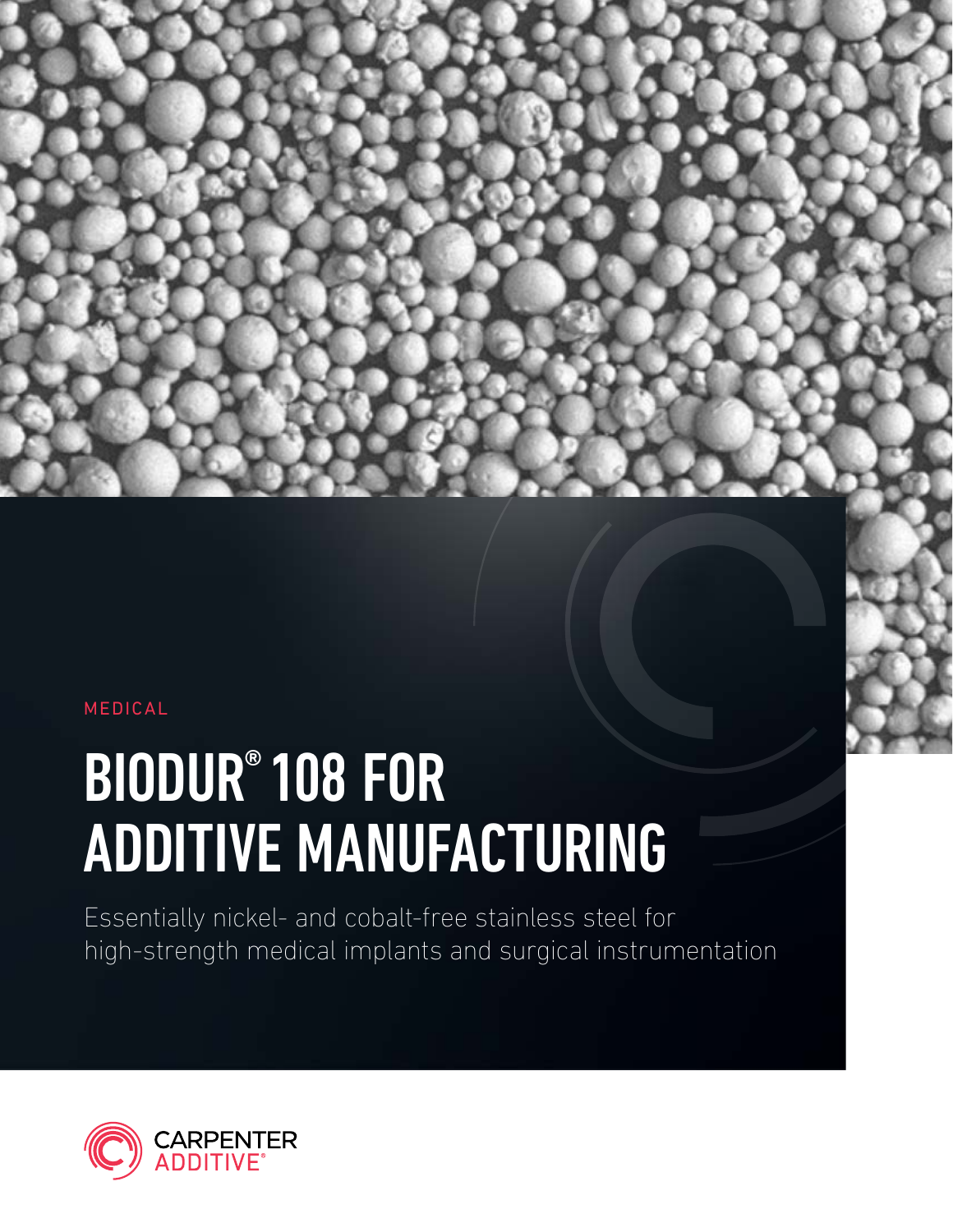MEDICAL

# BIODUR® 108 FOR ADDITIVE MANUFACTURING

Essentially nickel- and cobalt-free stainless steel for high-strength medical implants and surgical instrumentation

CARPENTER ADDITIVE®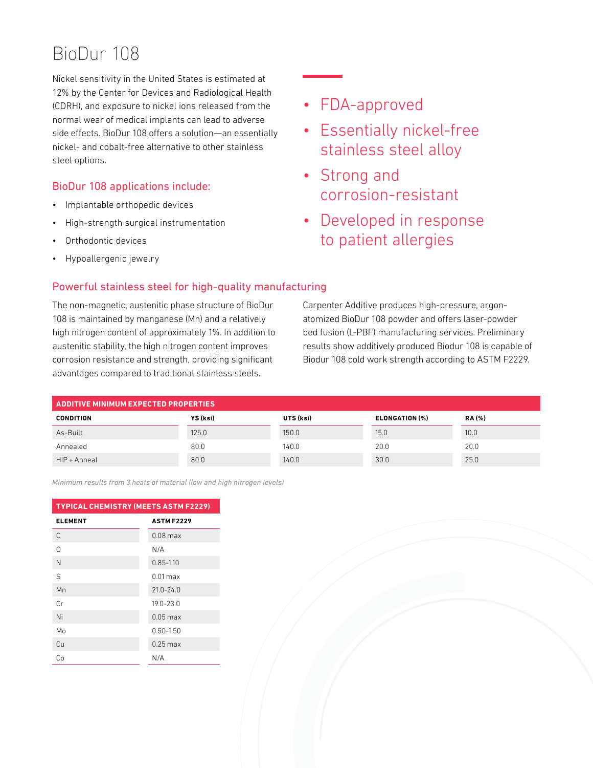# BioDur 108

Nickel sensitivity in the United States is estimated at 12% by the Center for Devices and Radiological Health (CDRH), and exposure to nickel ions released from the normal wear of medical implants can lead to adverse side effects. BioDur 108 offers a solution—an essentially nickel- and cobalt-free alternative to other stainless steel options.

## BioDur 108 applications include:

- Implantable orthopedic devices
- High-strength surgical instrumentation
- Orthodontic devices
- Hypoallergenic jewelry

- FDA-approved
- Essentially nickel-free stainless steel alloy
- Strong and corrosion-resistant
- Developed in response to patient allergies

## Powerful stainless steel for high-quality manufacturing

The non-magnetic, austenitic phase structure of BioDur 108 is maintained by manganese (Mn) and a relatively high nitrogen content of approximately 1%. In addition to austenitic stability, the high nitrogen content improves corrosion resistance and strength, providing significant advantages compared to traditional stainless steels.

Carpenter Additive produces high-pressure, argon-atomized BioDur 108 powder and offers laser-powder bed fusion (L-PBF) manufacturing services. Preliminary results show additively produced Biodur 108 is capable of Biodur 108 cold work strength according to ASTM F2229.

**ADDITIVE MINIMUM EXPECTED PROPERTIES**

| CONDITION | YS (ksi) | UTS (ksi) | ELONGATION (%) | RA (%) |
|---|---|---|---|---|
| As-Built | 125.0 | 150.0 | 15.0 | 10.0 |
| Annealed | 80.0 | 140.0 | 20.0 | 20.0 |
| HIP + Anneal | 80.0 | 140.0 | 30.0 | 25.0 |

*Minimum results from 3 heats of material (low and high nitrogen levels)*

**TYPICAL CHEMISTRY (MEETS ASTM F2229)**

| ELEMENT | ASTM F2229 |
|---|---|
| C | 0.08 max |
| O | N/A |
| N | 0.85-1.10 |
| S | 0.01 max |
| Mn | 21.0-24.0 |
| Cr | 19.0-23.0 |
| Ni | 0.05 max |
| Mo | 0.50-1.50 |
| Cu | 0.25 max |
| Co | N/A |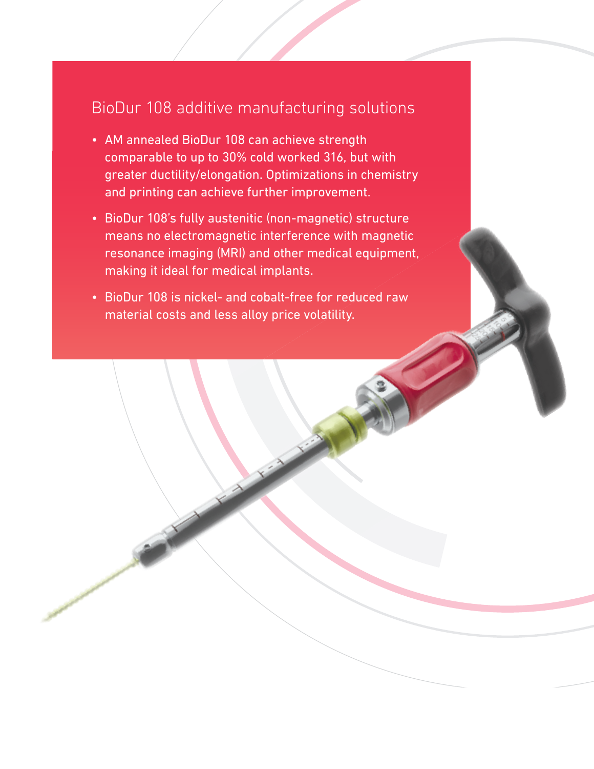## BioDur 108 additive manufacturing solutions

- AM annealed BioDur 108 can achieve strength comparable to up to 30% cold worked 316, but with greater ductility/elongation. Optimizations in chemistry and printing can achieve further improvement.
- BioDur 108's fully austenitic (non-magnetic) structure means no electromagnetic interference with magnetic resonance imaging (MRI) and other medical equipment, making it ideal for medical implants.
- BioDur 108 is nickel- and cobalt-free for reduced raw material costs and less alloy price volatility.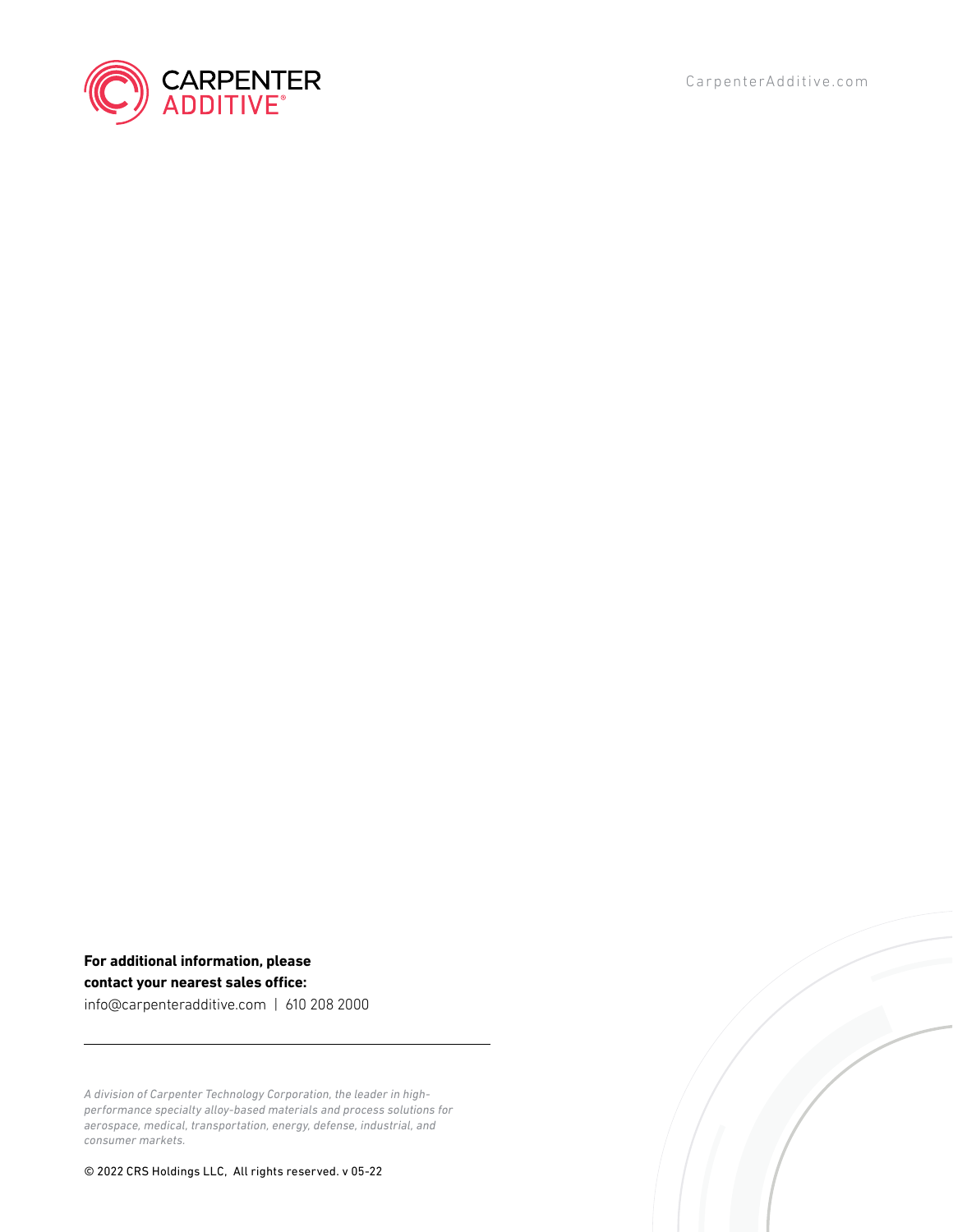CARPENTER ADDITIVE®

CarpenterAdditive.com

**For additional information, please contact your nearest sales office:**

info@carpenteradditive.com | 610 208 2000

---

*A division of Carpenter Technology Corporation, the leader in high-performance specialty alloy-based materials and process solutions for aerospace, medical, transportation, energy, defense, industrial, and consumer markets.*

© 2022 CRS Holdings LLC, All rights reserved. v 05-22